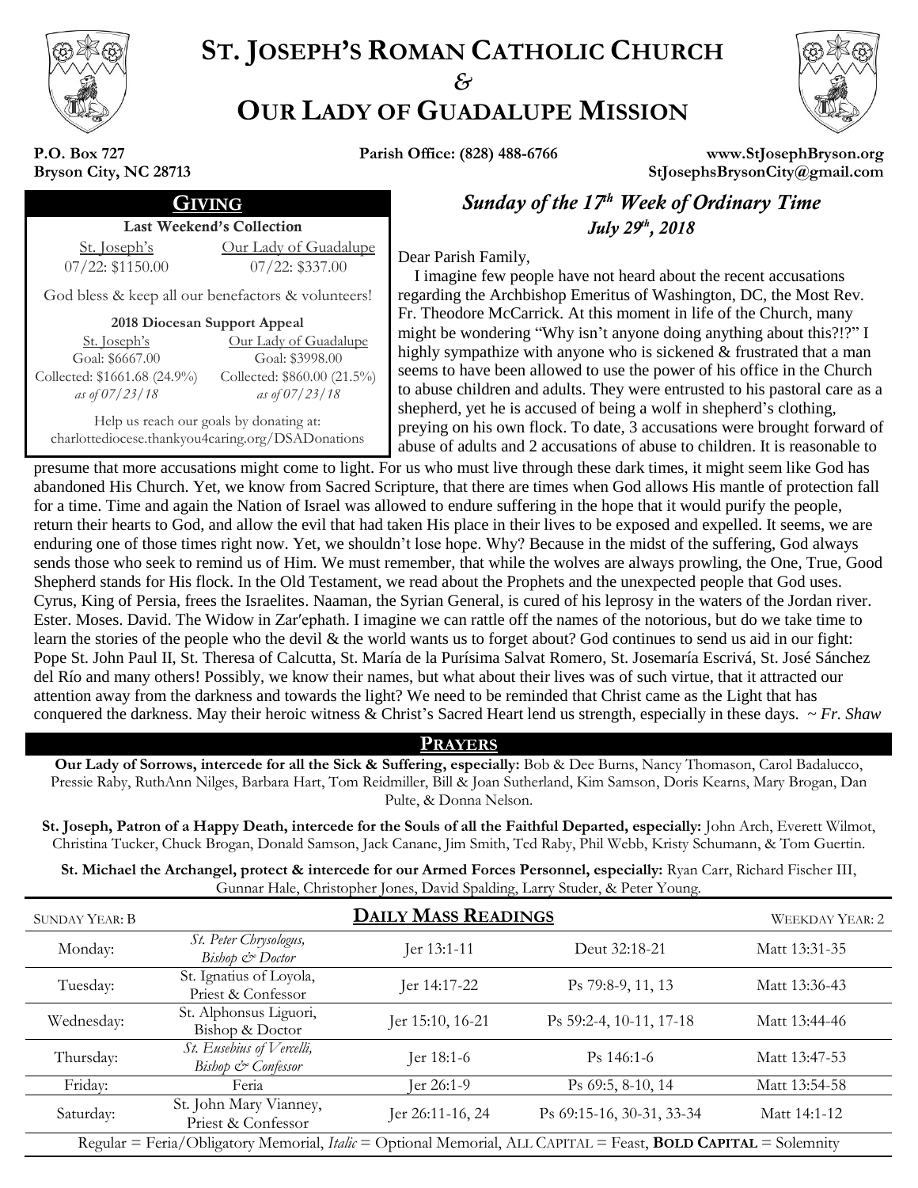# ST. JOSEPH'S ROMAN CATHOLIC CHURCH
*&*
# OUR LADY OF GUADALUPE MISSION

**P.O. Box 727**
**Bryson City, NC 28713**

**Parish Office: (828) 488-6766**

**www.StJosephBryson.org**
**StJosephsBrysonCity@gmail.com**

## GIVING

**Last Weekend's Collection**

| St. Joseph's | Our Lady of Guadalupe |
|---|---|
| 07/22: $1150.00 | 07/22: $337.00 |

God bless & keep all our benefactors & volunteers!

**2018 Diocesan Support Appeal**

| St. Joseph's | Our Lady of Guadalupe |
|---|---|
| Goal: $6667.00 | Goal: $3998.00 |
| Collected: $1661.68 (24.9%) | Collected: $860.00 (21.5%) |
| *as of 07/23/18* | *as of 07/23/18* |

Help us reach our goals by donating at:
charlottediocese.thankyou4caring.org/DSADonations

## *Sunday of the 17th Week of Ordinary Time*
### *July 29th, 2018*

Dear Parish Family,

I imagine few people have not heard about the recent accusations regarding the Archbishop Emeritus of Washington, DC, the Most Rev. Fr. Theodore McCarrick. At this moment in life of the Church, many might be wondering "Why isn't anyone doing anything about this?!?" I highly sympathize with anyone who is sickened & frustrated that a man seems to have been allowed to use the power of his office in the Church to abuse children and adults. They were entrusted to his pastoral care as a shepherd, yet he is accused of being a wolf in shepherd's clothing, preying on his own flock. To date, 3 accusations were brought forward of abuse of adults and 2 accusations of abuse to children. It is reasonable to presume that more accusations might come to light. For us who must live through these dark times, it might seem like God has abandoned His Church. Yet, we know from Sacred Scripture, that there are times when God allows His mantle of protection fall for a time. Time and again the Nation of Israel was allowed to endure suffering in the hope that it would purify the people, return their hearts to God, and allow the evil that had taken His place in their lives to be exposed and expelled. It seems, we are enduring one of those times right now. Yet, we shouldn't lose hope. Why? Because in the midst of the suffering, God always sends those who seek to remind us of Him. We must remember, that while the wolves are always prowling, the One, True, Good Shepherd stands for His flock. In the Old Testament, we read about the Prophets and the unexpected people that God uses. Cyrus, King of Persia, frees the Israelites. Naaman, the Syrian General, is cured of his leprosy in the waters of the Jordan river. Ester. Moses. David. The Widow in Zar'ephath. I imagine we can rattle off the names of the notorious, but do we take time to learn the stories of the people who the devil & the world wants us to forget about? God continues to send us aid in our fight: Pope St. John Paul II, St. Theresa of Calcutta, St. María de la Purísima Salvat Romero, St. Josemaría Escrivá, St. José Sánchez del Río and many others! Possibly, we know their names, but what about their lives was of such virtue, that it attracted our attention away from the darkness and towards the light? We need to be reminded that Christ came as the Light that has conquered the darkness. May their heroic witness & Christ's Sacred Heart lend us strength, especially in these days. *~ Fr. Shaw*

## PRAYERS

**Our Lady of Sorrows, intercede for all the Sick & Suffering, especially:** Bob & Dee Burns, Nancy Thomason, Carol Badalucco, Pressie Raby, RuthAnn Nilges, Barbara Hart, Tom Reidmiller, Bill & Joan Sutherland, Kim Samson, Doris Kearns, Mary Brogan, Dan Pulte, & Donna Nelson.

**St. Joseph, Patron of a Happy Death, intercede for the Souls of all the Faithful Departed, especially:** John Arch, Everett Wilmot, Christina Tucker, Chuck Brogan, Donald Samson, Jack Canane, Jim Smith, Ted Raby, Phil Webb, Kristy Schumann, & Tom Guertin.

**St. Michael the Archangel, protect & intercede for our Armed Forces Personnel, especially:** Ryan Carr, Richard Fischer III, Gunnar Hale, Christopher Jones, David Spalding, Larry Studer, & Peter Young.

## DAILY MASS READINGS

SUNDAY YEAR: B — WEEKDAY YEAR: 2

| Day | Celebration | First Reading | Psalm | Gospel |
|---|---|---|---|---|
| Monday: | *St. Peter Chrysologus, Bishop & Doctor* | Jer 13:1-11 | Deut 32:18-21 | Matt 13:31-35 |
| Tuesday: | St. Ignatius of Loyola, Priest & Confessor | Jer 14:17-22 | Ps 79:8-9, 11, 13 | Matt 13:36-43 |
| Wednesday: | St. Alphonsus Liguori, Bishop & Doctor | Jer 15:10, 16-21 | Ps 59:2-4, 10-11, 17-18 | Matt 13:44-46 |
| Thursday: | *St. Eusebius of Vercelli, Bishop & Confessor* | Jer 18:1-6 | Ps 146:1-6 | Matt 13:47-53 |
| Friday: | Feria | Jer 26:1-9 | Ps 69:5, 8-10, 14 | Matt 13:54-58 |
| Saturday: | St. John Mary Vianney, Priest & Confessor | Jer 26:11-16, 24 | Ps 69:15-16, 30-31, 33-34 | Matt 14:1-12 |

Regular = Feria/Obligatory Memorial, *Italic* = Optional Memorial, ALL CAPITAL = Feast, **BOLD CAPITAL** = Solemnity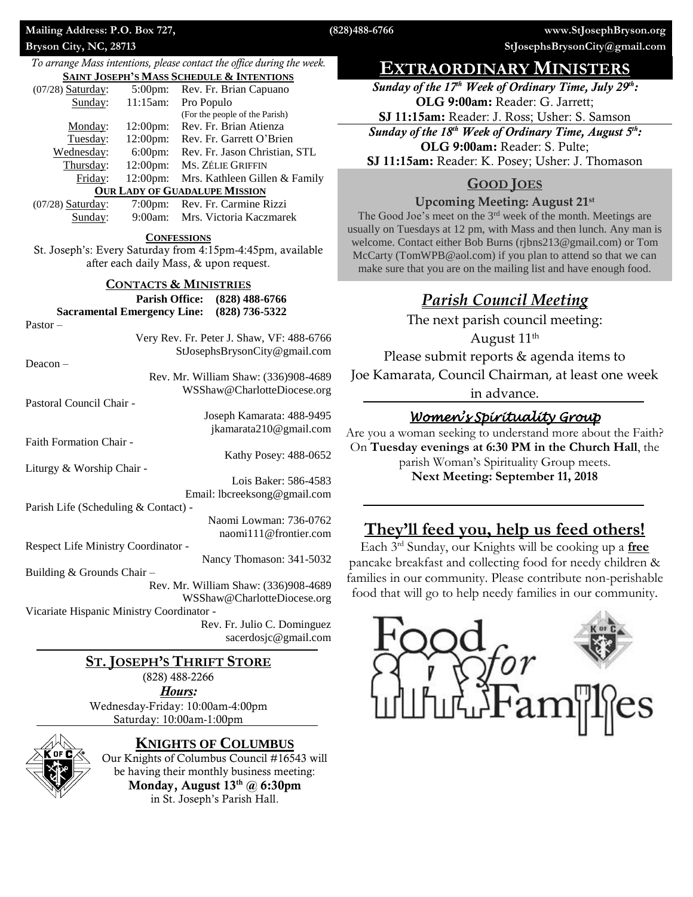Mailing Address: P.O. Box 727, Bryson City, NC, 28713 | (828)488-6766 | www.StJosephBryson.org | StJosephsBrysonCity@gmail.com

*To arrange Mass intentions, please contact the office during the week.*

**SAINT JOSEPH'S MASS SCHEDULE & INTENTIONS**

| | | |
|---|---|---|
| (07/28) Saturday: | 5:00pm: | Rev. Fr. Brian Capuano |
| Sunday: | 11:15am: | Pro Populo (For the people of the Parish) |
| Monday: | 12:00pm: | Rev. Fr. Brian Atienza |
| Tuesday: | 12:00pm: | Rev. Fr. Garrett O'Brien |
| Wednesday: | 6:00pm: | Rev. Fr. Jason Christian, STL |
| Thursday: | 12:00pm: | Ms. Zélie Griffin |
| Friday: | 12:00pm: | Mrs. Kathleen Gillen & Family |

**OUR LADY OF GUADALUPE MISSION**

| | | |
|---|---|---|
| (07/28) Saturday: | 7:00pm: | Rev. Fr. Carmine Rizzi |
| Sunday: | 9:00am: | Mrs. Victoria Kaczmarek |

**CONFESSIONS**

St. Joseph's: Every Saturday from 4:15pm-4:45pm, available after each daily Mass, & upon request.

**CONTACTS & MINISTRIES**

**Parish Office: (828) 488-6766**
**Sacramental Emergency Line: (828) 736-5322**

Pastor – Very Rev. Fr. Peter J. Shaw, VF: 488-6766, StJosephsBrysonCity@gmail.com

Deacon – Rev. Mr. William Shaw: (336)908-4689, WSShaw@CharlotteDiocese.org

Pastoral Council Chair - Joseph Kamarata: 488-9495, jkamarata210@gmail.com

Faith Formation Chair - Kathy Posey: 488-0652

Liturgy & Worship Chair - Lois Baker: 586-4583, Email: lbcreeksong@gmail.com

Parish Life (Scheduling & Contact) - Naomi Lowman: 736-0762, naomi111@frontier.com

Respect Life Ministry Coordinator - Nancy Thomason: 341-5032

Building & Grounds Chair – Rev. Mr. William Shaw: (336)908-4689, WSShaw@CharlotteDiocese.org

Vicariate Hispanic Ministry Coordinator - Rev. Fr. Julio C. Dominguez, sacerdosjc@gmail.com

## ST. JOSEPH'S THRIFT STORE

(828) 488-2266

***Hours:***

Wednesday-Friday: 10:00am-4:00pm
Saturday: 10:00am-1:00pm

## KNIGHTS OF COLUMBUS

Our Knights of Columbus Council #16543 will be having their monthly business meeting:
**Monday, August 13th @ 6:30pm**
in St. Joseph's Parish Hall.

## EXTRAORDINARY MINISTERS

***Sunday of the 17th Week of Ordinary Time, July 29th:***
**OLG 9:00am:** Reader: G. Jarrett;
**SJ 11:15am:** Reader: J. Ross; Usher: S. Samson

***Sunday of the 18th Week of Ordinary Time, August 5th:***
**OLG 9:00am:** Reader: S. Pulte;
**SJ 11:15am:** Reader: K. Posey; Usher: J. Thomason

## GOOD JOES

**Upcoming Meeting: August 21st**

The Good Joe's meet on the 3rd week of the month. Meetings are usually on Tuesdays at 12 pm, with Mass and then lunch. Any man is welcome. Contact either Bob Burns (rjbns213@gmail.com) or Tom McCarty (TomWPB@aol.com) if you plan to attend so that we can make sure that you are on the mailing list and have enough food.

## *Parish Council Meeting*

The next parish council meeting:
August 11th
Please submit reports & agenda items to Joe Kamarata, Council Chairman, at least one week in advance.

## *Women's Spirituality Group*

Are you a woman seeking to understand more about the Faith? On **Tuesday evenings at 6:30 PM in the Church Hall**, the parish Woman's Spirituality Group meets.
**Next Meeting: September 11, 2018**

## They'll feed you, help us feed others!

Each 3rd Sunday, our Knights will be cooking up a **free** pancake breakfast and collecting food for needy children & families in our community. Please contribute non-perishable food that will go to help needy families in our community.

Food for Families